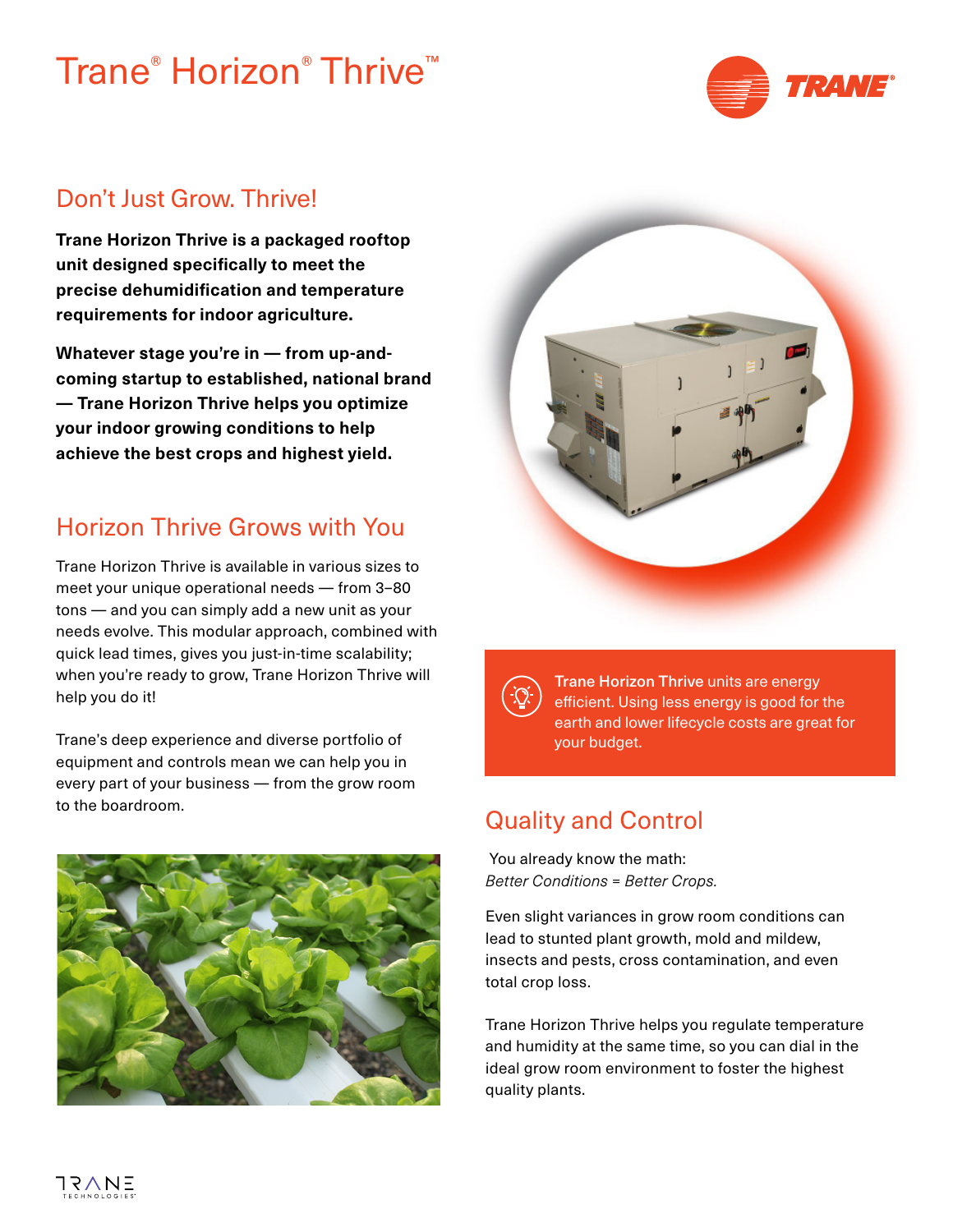# Trane® Horizon® Thrive™

## Don't Just Grow. Thrive!

**Trane Horizon Thrive is a packaged rooftop unit designed specifically to meet the precise dehumidification and temperature requirements for indoor agriculture.**

**Whatever stage you're in — from up-and-coming startup to established, national brand — Trane Horizon Thrive helps you optimize your indoor growing conditions to help achieve the best crops and highest yield.**

## Horizon Thrive Grows with You

Trane Horizon Thrive is available in various sizes to meet your unique operational needs — from 3–80 tons — and you can simply add a new unit as your needs evolve. This modular approach, combined with quick lead times, gives you just-in-time scalability; when you're ready to grow, Trane Horizon Thrive will help you do it!

Trane's deep experience and diverse portfolio of equipment and controls mean we can help you in every part of your business — from the grow room to the boardroom.

**Trane Horizon Thrive** units are energy efficient. Using less energy is good for the earth and lower lifecycle costs are great for your budget.

## Quality and Control

You already know the math:
*Better Conditions = Better Crops.*

Even slight variances in grow room conditions can lead to stunted plant growth, mold and mildew, insects and pests, cross contamination, and even total crop loss.

Trane Horizon Thrive helps you regulate temperature and humidity at the same time, so you can dial in the ideal grow room environment to foster the highest quality plants.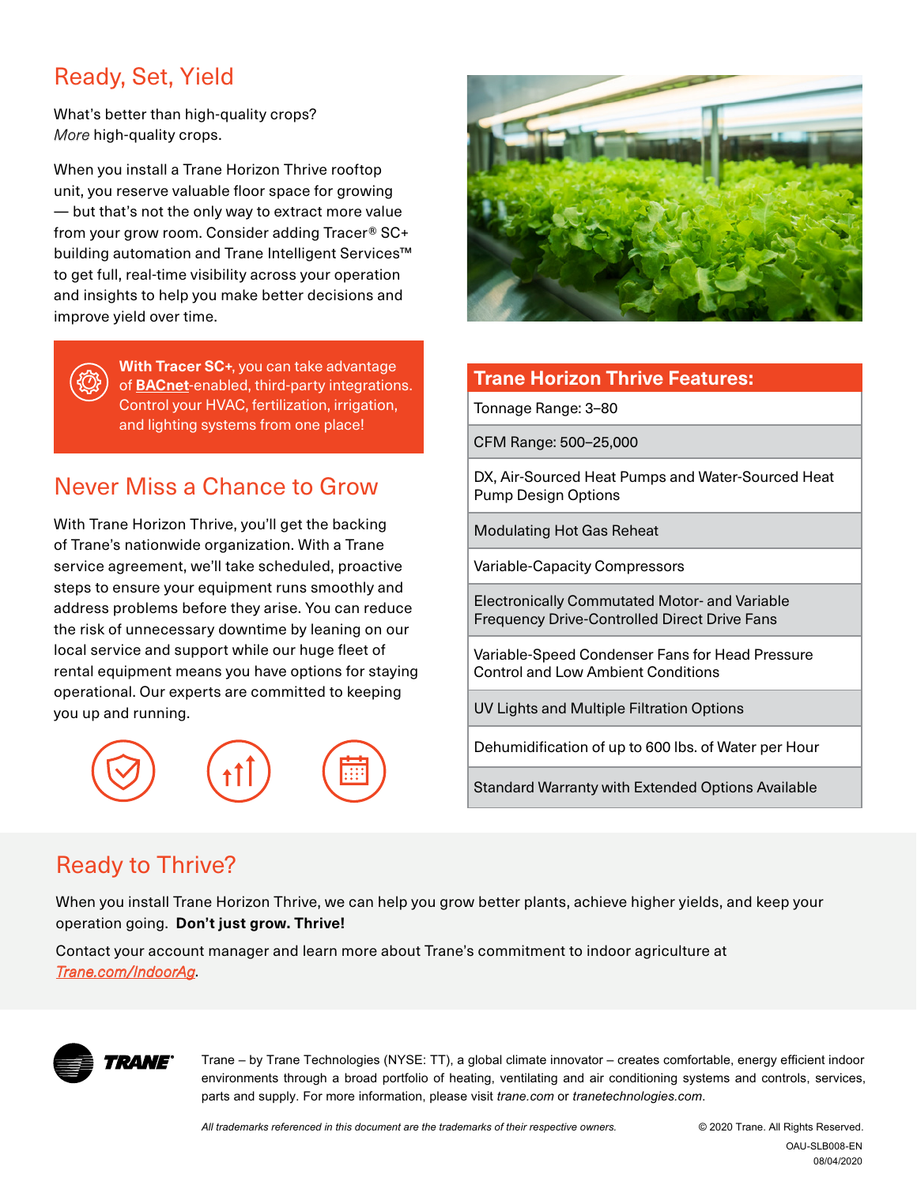## Ready, Set, Yield

What's better than high-quality crops?
*More* high-quality crops.

When you install a Trane Horizon Thrive rooftop unit, you reserve valuable floor space for growing — but that's not the only way to extract more value from your grow room. Consider adding Tracer® SC+ building automation and Trane Intelligent Services™ to get full, real-time visibility across your operation and insights to help you make better decisions and improve yield over time.

**With Tracer SC+**, you can take advantage of **BACnet**-enabled, third-party integrations. Control your HVAC, fertilization, irrigation, and lighting systems from one place!

## Never Miss a Chance to Grow

With Trane Horizon Thrive, you'll get the backing of Trane's nationwide organization. With a Trane service agreement, we'll take scheduled, proactive steps to ensure your equipment runs smoothly and address problems before they arise. You can reduce the risk of unnecessary downtime by leaning on our local service and support while our huge fleet of rental equipment means you have options for staying operational. Our experts are committed to keeping you up and running.

| Trane Horizon Thrive Features: |
|---|
| Tonnage Range: 3–80 |
| CFM Range: 500–25,000 |
| DX, Air-Sourced Heat Pumps and Water-Sourced Heat Pump Design Options |
| Modulating Hot Gas Reheat |
| Variable-Capacity Compressors |
| Electronically Commutated Motor- and Variable Frequency Drive-Controlled Direct Drive Fans |
| Variable-Speed Condenser Fans for Head Pressure Control and Low Ambient Conditions |
| UV Lights and Multiple Filtration Options |
| Dehumidification of up to 600 lbs. of Water per Hour |
| Standard Warranty with Extended Options Available |

## Ready to Thrive?

When you install Trane Horizon Thrive, we can help you grow better plants, achieve higher yields, and keep your operation going. **Don't just grow. Thrive!**

Contact your account manager and learn more about Trane's commitment to indoor agriculture at *Trane.com/IndoorAg*.

Trane – by Trane Technologies (NYSE: TT), a global climate innovator – creates comfortable, energy efficient indoor environments through a broad portfolio of heating, ventilating and air conditioning systems and controls, services, parts and supply. For more information, please visit *trane.com* or *tranetechnologies.com*.

*All trademarks referenced in this document are the trademarks of their respective owners.*

© 2020 Trane. All Rights Reserved.

OAU-SLB008-EN
08/04/2020